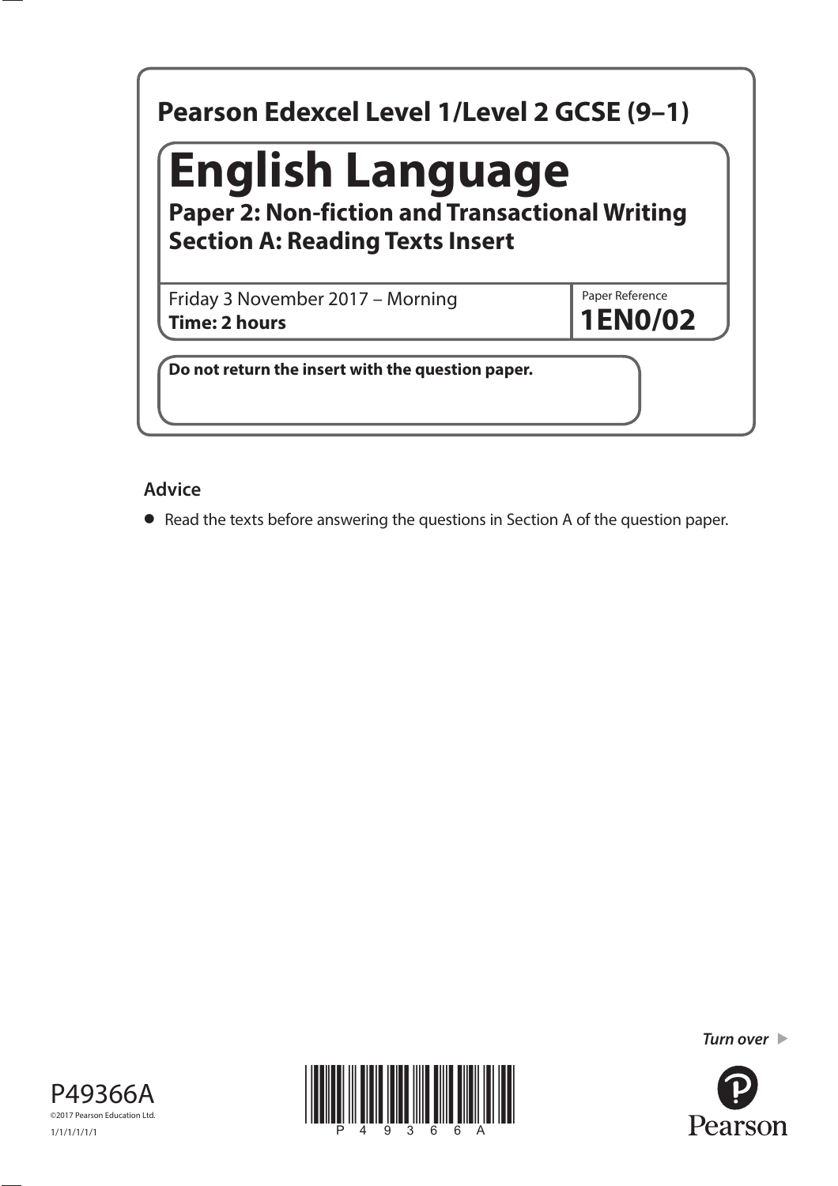**Pearson Edexcel Level 1/Level 2 GCSE (9–1)**

# English Language

**Paper 2: Non-fiction and Transactional Writing**
**Section A: Reading Texts Insert**

Friday 3 November 2017 – Morning
**Time: 2 hours**

Paper Reference
**1EN0/02**

**Do not return the insert with the question paper.**

## Advice

- Read the texts before answering the questions in Section A of the question paper.

*Turn over*

P49366A
©2017 Pearson Education Ltd.
1/1/1/1/1/1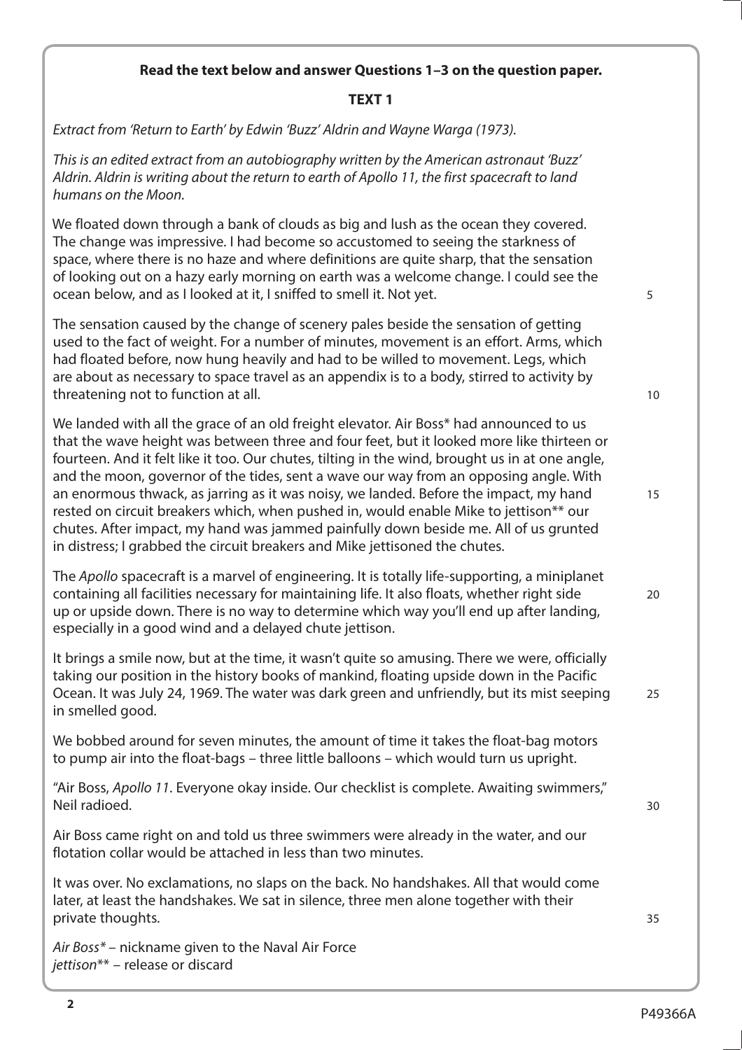**Read the text below and answer Questions 1–3 on the question paper.**

**TEXT 1**

*Extract from 'Return to Earth' by Edwin 'Buzz' Aldrin and Wayne Warga (1973).*

*This is an edited extract from an autobiography written by the American astronaut 'Buzz' Aldrin. Aldrin is writing about the return to earth of Apollo 11, the first spacecraft to land humans on the Moon.*

We floated down through a bank of clouds as big and lush as the ocean they covered. The change was impressive. I had become so accustomed to seeing the starkness of space, where there is no haze and where definitions are quite sharp, that the sensation of looking out on a hazy early morning on earth was a welcome change. I could see the ocean below, and as I looked at it, I sniffed to smell it. Not yet. 5

The sensation caused by the change of scenery pales beside the sensation of getting used to the fact of weight. For a number of minutes, movement is an effort. Arms, which had floated before, now hung heavily and had to be willed to movement. Legs, which are about as necessary to space travel as an appendix is to a body, stirred to activity by threatening not to function at all. 10

We landed with all the grace of an old freight elevator. Air Boss* had announced to us that the wave height was between three and four feet, but it looked more like thirteen or fourteen. And it felt like it too. Our chutes, tilting in the wind, brought us in at one angle, and the moon, governor of the tides, sent a wave our way from an opposing angle. With an enormous thwack, as jarring as it was noisy, we landed. Before the impact, my hand rested on circuit breakers which, when pushed in, would enable Mike to jettison** our chutes. After impact, my hand was jammed painfully down beside me. All of us grunted in distress; I grabbed the circuit breakers and Mike jettisoned the chutes. 15

The *Apollo* spacecraft is a marvel of engineering. It is totally life-supporting, a miniplanet containing all facilities necessary for maintaining life. It also floats, whether right side up or upside down. There is no way to determine which way you'll end up after landing, especially in a good wind and a delayed chute jettison. 20

It brings a smile now, but at the time, it wasn't quite so amusing. There we were, officially taking our position in the history books of mankind, floating upside down in the Pacific Ocean. It was July 24, 1969. The water was dark green and unfriendly, but its mist seeping in smelled good. 25

We bobbed around for seven minutes, the amount of time it takes the float-bag motors to pump air into the float-bags – three little balloons – which would turn us upright.

"Air Boss, *Apollo 11*. Everyone okay inside. Our checklist is complete. Awaiting swimmers," Neil radioed. 30

Air Boss came right on and told us three swimmers were already in the water, and our flotation collar would be attached in less than two minutes.

It was over. No exclamations, no slaps on the back. No handshakes. All that would come later, at least the handshakes. We sat in silence, three men alone together with their private thoughts. 35

*Air Boss** – nickname given to the Naval Air Force
*jettison*** – release or discard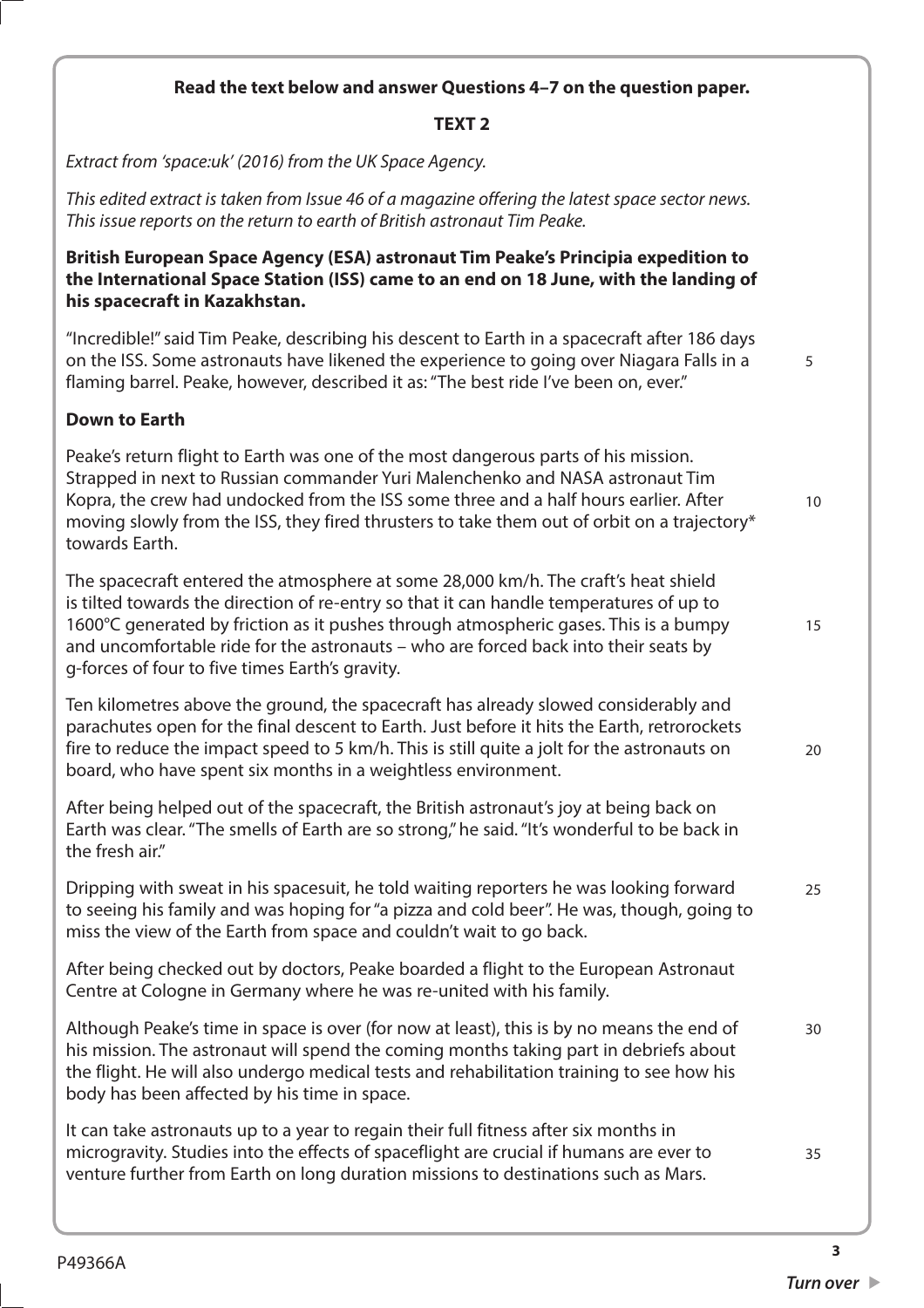**Read the text below and answer Questions 4–7 on the question paper.**

**TEXT 2**

*Extract from 'space:uk' (2016) from the UK Space Agency.*

*This edited extract is taken from Issue 46 of a magazine offering the latest space sector news. This issue reports on the return to earth of British astronaut Tim Peake.*

**British European Space Agency (ESA) astronaut Tim Peake's Principia expedition to the International Space Station (ISS) came to an end on 18 June, with the landing of his spacecraft in Kazakhstan.**

"Incredible!" said Tim Peake, describing his descent to Earth in a spacecraft after 186 days on the ISS. Some astronauts have likened the experience to going over Niagara Falls in a flaming barrel. Peake, however, described it as: "The best ride I've been on, ever."

**Down to Earth**

Peake's return flight to Earth was one of the most dangerous parts of his mission. Strapped in next to Russian commander Yuri Malenchenko and NASA astronaut Tim Kopra, the crew had undocked from the ISS some three and a half hours earlier. After moving slowly from the ISS, they fired thrusters to take them out of orbit on a trajectory* towards Earth.

The spacecraft entered the atmosphere at some 28,000 km/h. The craft's heat shield is tilted towards the direction of re-entry so that it can handle temperatures of up to 1600°C generated by friction as it pushes through atmospheric gases. This is a bumpy and uncomfortable ride for the astronauts – who are forced back into their seats by g-forces of four to five times Earth's gravity.

Ten kilometres above the ground, the spacecraft has already slowed considerably and parachutes open for the final descent to Earth. Just before it hits the Earth, retrorockets fire to reduce the impact speed to 5 km/h. This is still quite a jolt for the astronauts on board, who have spent six months in a weightless environment.

After being helped out of the spacecraft, the British astronaut's joy at being back on Earth was clear. "The smells of Earth are so strong," he said. "It's wonderful to be back in the fresh air."

Dripping with sweat in his spacesuit, he told waiting reporters he was looking forward to seeing his family and was hoping for "a pizza and cold beer". He was, though, going to miss the view of the Earth from space and couldn't wait to go back.

After being checked out by doctors, Peake boarded a flight to the European Astronaut Centre at Cologne in Germany where he was re-united with his family.

Although Peake's time in space is over (for now at least), this is by no means the end of his mission. The astronaut will spend the coming months taking part in debriefs about the flight. He will also undergo medical tests and rehabilitation training to see how his body has been affected by his time in space.

It can take astronauts up to a year to regain their full fitness after six months in microgravity. Studies into the effects of spaceflight are crucial if humans are ever to venture further from Earth on long duration missions to destinations such as Mars.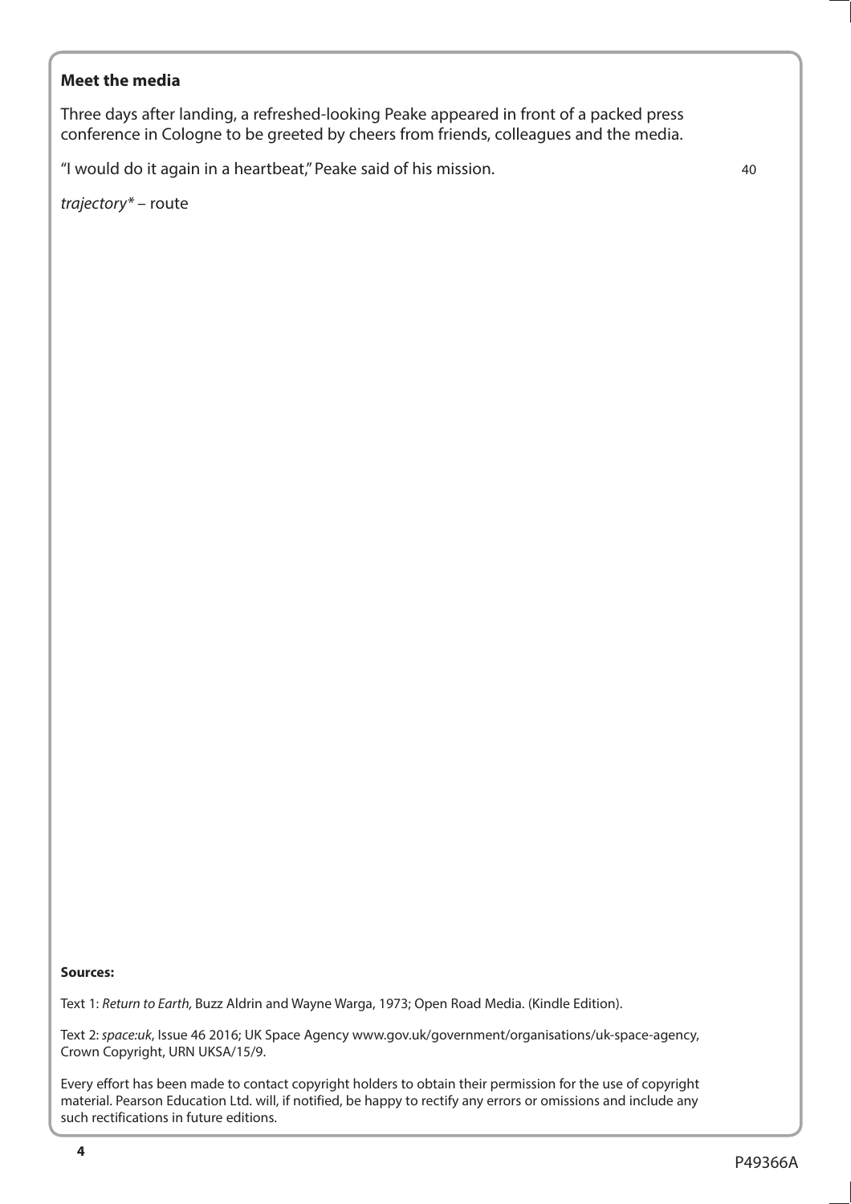**Meet the media**

Three days after landing, a refreshed-looking Peake appeared in front of a packed press conference in Cologne to be greeted by cheers from friends, colleagues and the media.

"I would do it again in a heartbeat," Peake said of his mission. 40

*trajectory** – route

**Sources:**

Text 1: *Return to Earth,* Buzz Aldrin and Wayne Warga, 1973; Open Road Media. (Kindle Edition).

Text 2: *space:uk*, Issue 46 2016; UK Space Agency www.gov.uk/government/organisations/uk-space-agency, Crown Copyright, URN UKSA/15/9.

Every effort has been made to contact copyright holders to obtain their permission for the use of copyright material. Pearson Education Ltd. will, if notified, be happy to rectify any errors or omissions and include any such rectifications in future editions.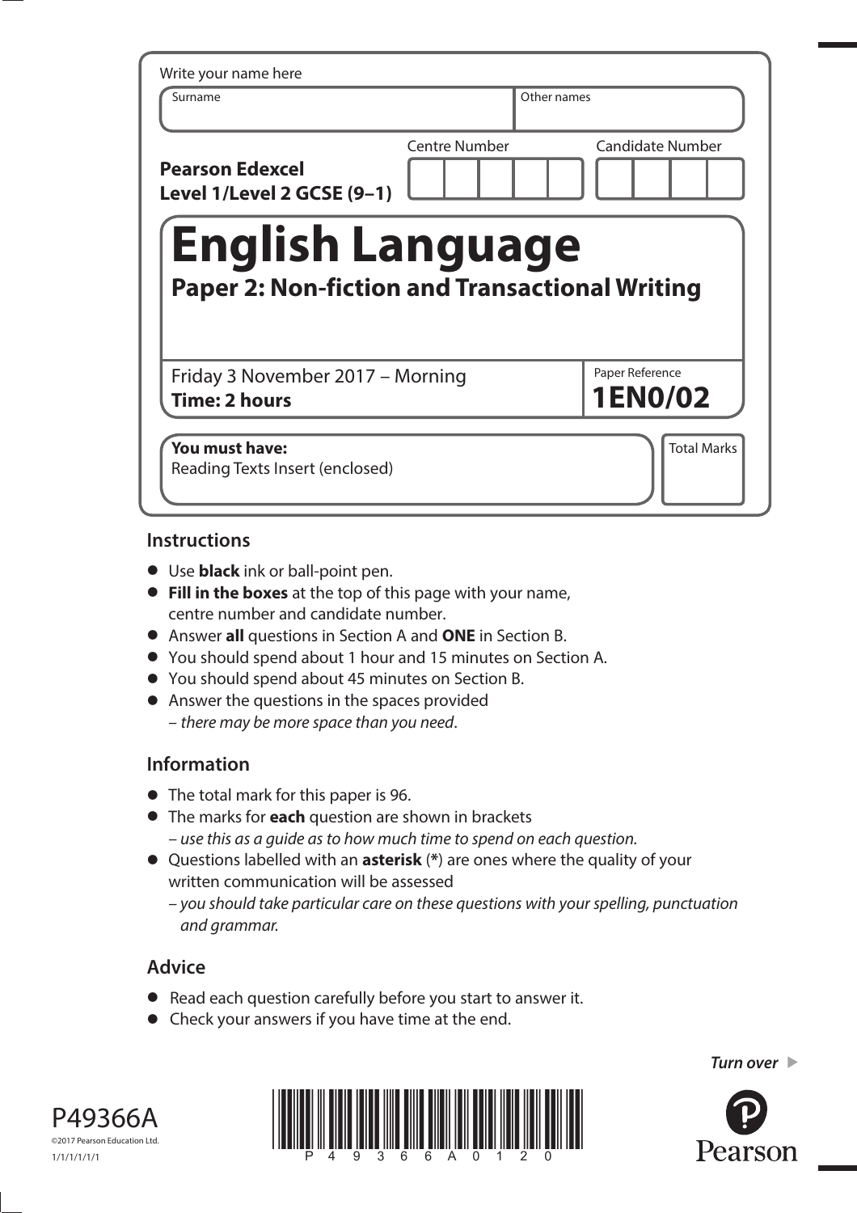Write your name here

| Surname | Other names |
|---|---|
| | |

**Pearson Edexcel Level 1/Level 2 GCSE (9–1)**

| Centre Number | Candidate Number |
|---|---|
| | |

# English Language

## Paper 2: Non-fiction and Transactional Writing

| Friday 3 November 2017 – Morning **Time: 2 hours** | Paper Reference **1EN0/02** |
|---|---|

| **You must have:** Reading Texts Insert (enclosed) | Total Marks |
|---|---|

## Instructions

- Use **black** ink or ball-point pen.
- **Fill in the boxes** at the top of this page with your name, centre number and candidate number.
- Answer **all** questions in Section A and **ONE** in Section B.
- You should spend about 1 hour and 15 minutes on Section A.
- You should spend about 45 minutes on Section B.
- Answer the questions in the spaces provided
  – *there may be more space than you need*.

## Information

- The total mark for this paper is 96.
- The marks for **each** question are shown in brackets
  – *use this as a guide as to how much time to spend on each question.*
- Questions labelled with an **asterisk** (**\***) are ones where the quality of your written communication will be assessed
  – *you should take particular care on these questions with your spelling, punctuation and grammar.*

## Advice

- Read each question carefully before you start to answer it.
- Check your answers if you have time at the end.

*Turn over* ▶

P49366A

©2017 Pearson Education Ltd.

1/1/1/1/1/1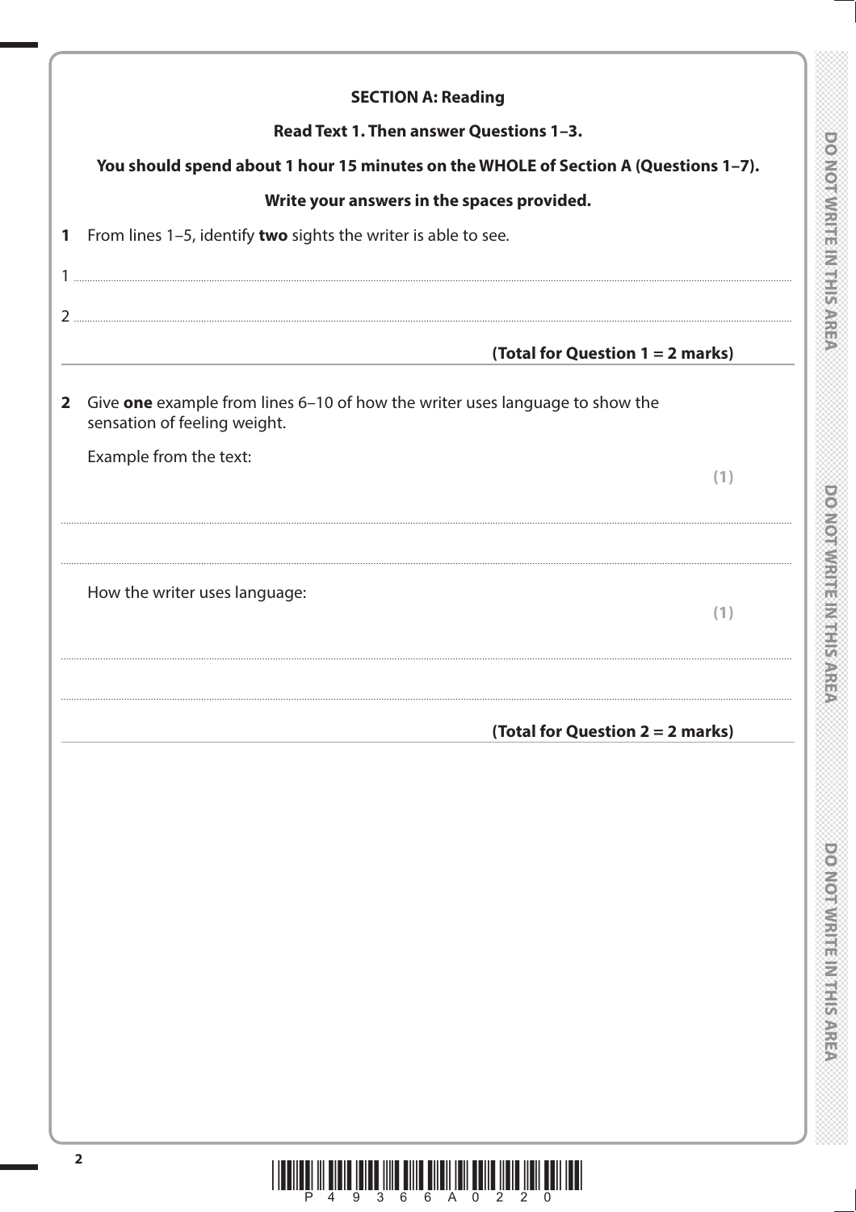## SECTION A: Reading

**Read Text 1. Then answer Questions 1–3.**

**You should spend about 1 hour 15 minutes on the WHOLE of Section A (Questions 1–7).**

**Write your answers in the spaces provided.**

**1** From lines 1–5, identify **two** sights the writer is able to see.

1 ..................................................................................................................................................

2 ..................................................................................................................................................

**(Total for Question 1 = 2 marks)**

**2** Give **one** example from lines 6–10 of how the writer uses language to show the sensation of feeling weight.

Example from the text: **(1)**

..................................................................................................................................................

..................................................................................................................................................

How the writer uses language: **(1)**

..................................................................................................................................................

..................................................................................................................................................

**(Total for Question 2 = 2 marks)**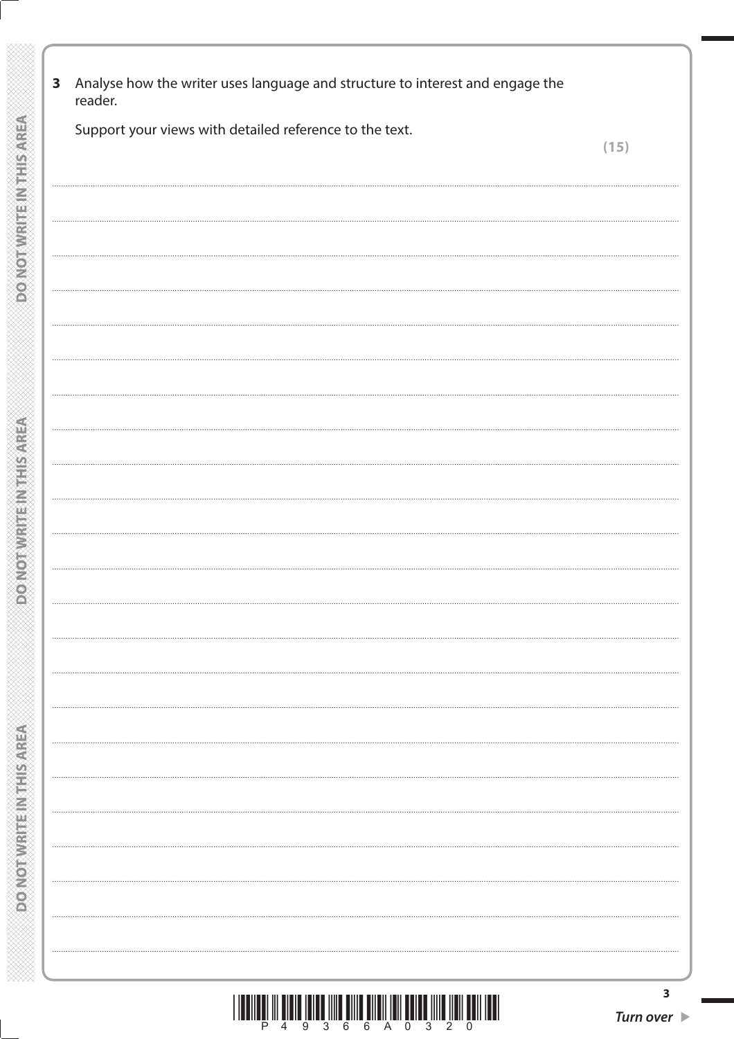**3** Analyse how the writer uses language and structure to interest and engage the reader.

Support your views with detailed reference to the text.

**(15)**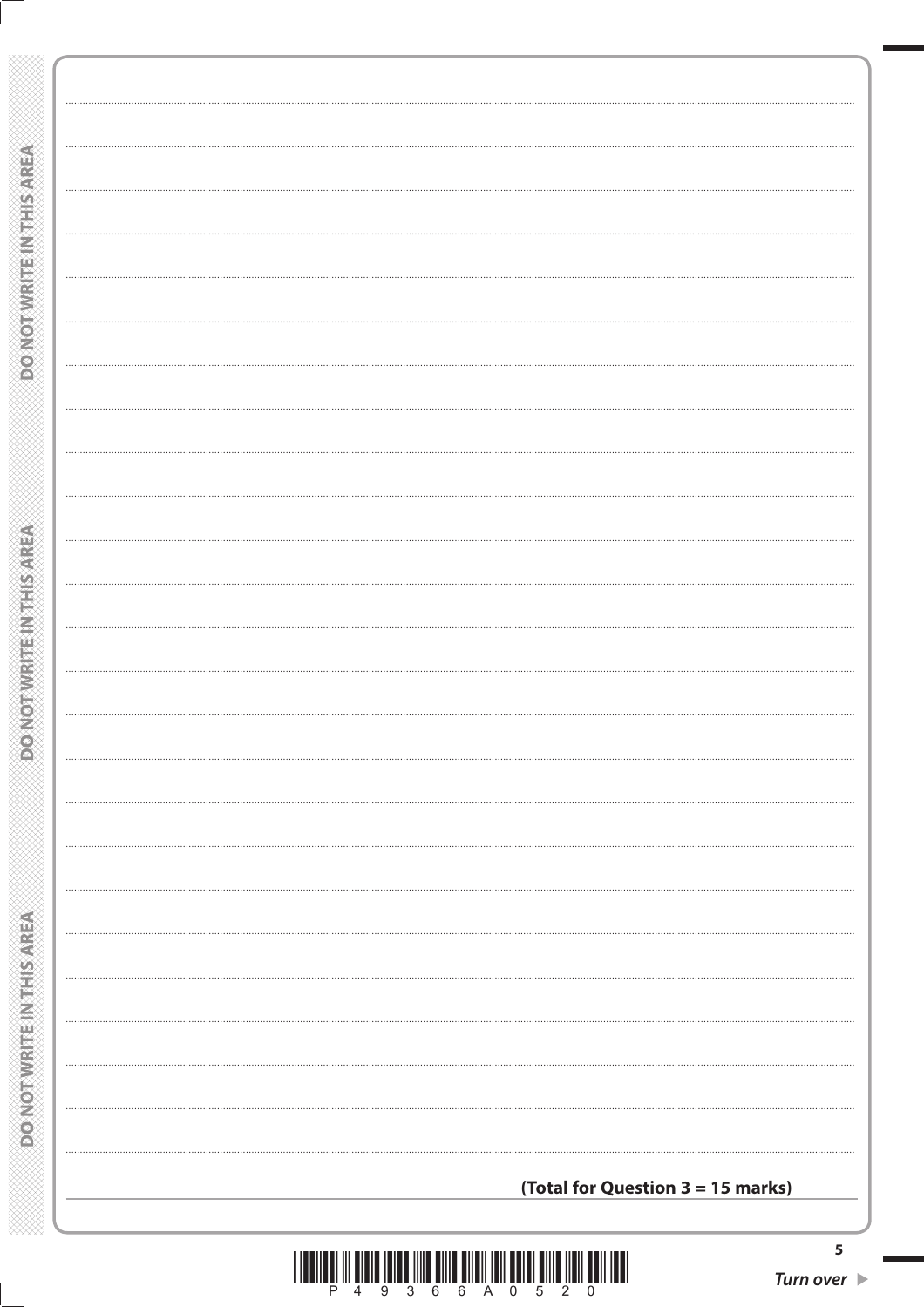**(Total for Question 3 = 15 marks)**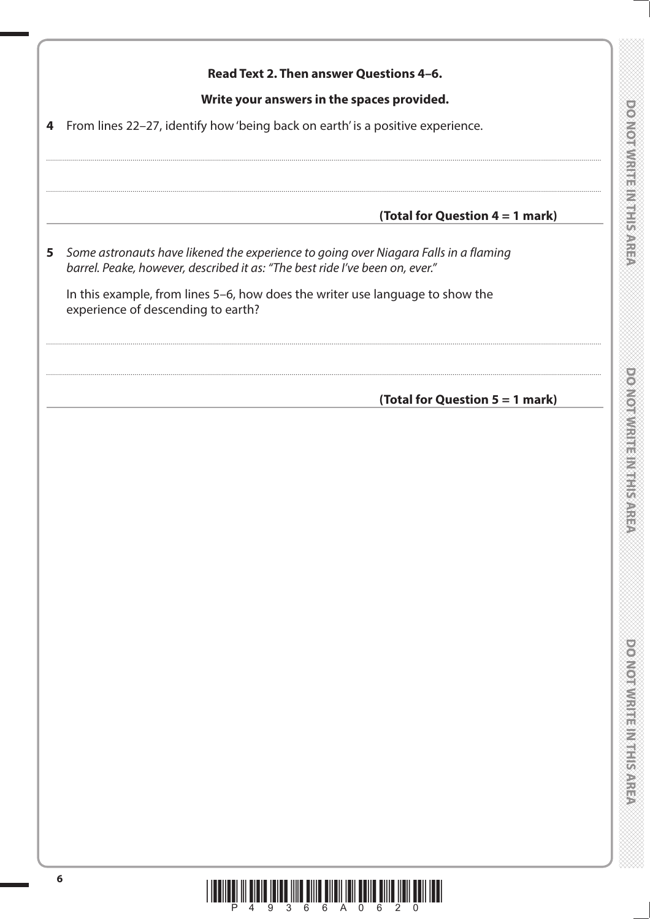**Read Text 2. Then answer Questions 4–6.**

**Write your answers in the spaces provided.**

**4** From lines 22–27, identify how 'being back on earth' is a positive experience.

..................................................................................................................................................

..................................................................................................................................................

**(Total for Question 4 = 1 mark)**

**5** *Some astronauts have likened the experience to going over Niagara Falls in a flaming barrel. Peake, however, described it as: "The best ride I've been on, ever."*

In this example, from lines 5–6, how does the writer use language to show the experience of descending to earth?

..................................................................................................................................................

..................................................................................................................................................

**(Total for Question 5 = 1 mark)**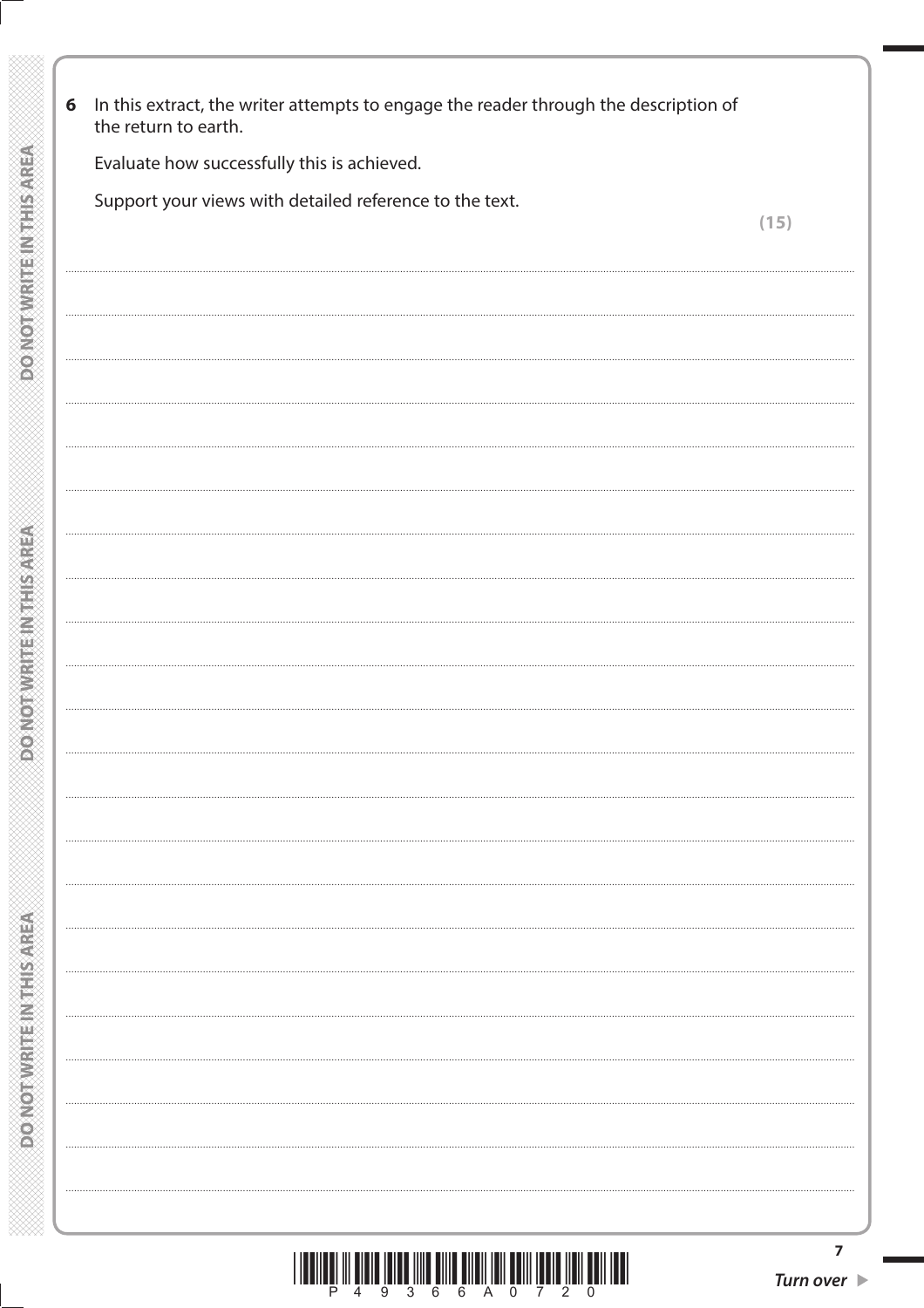**6** In this extract, the writer attempts to engage the reader through the description of the return to earth.

Evaluate how successfully this is achieved.

Support your views with detailed reference to the text.

**(15)**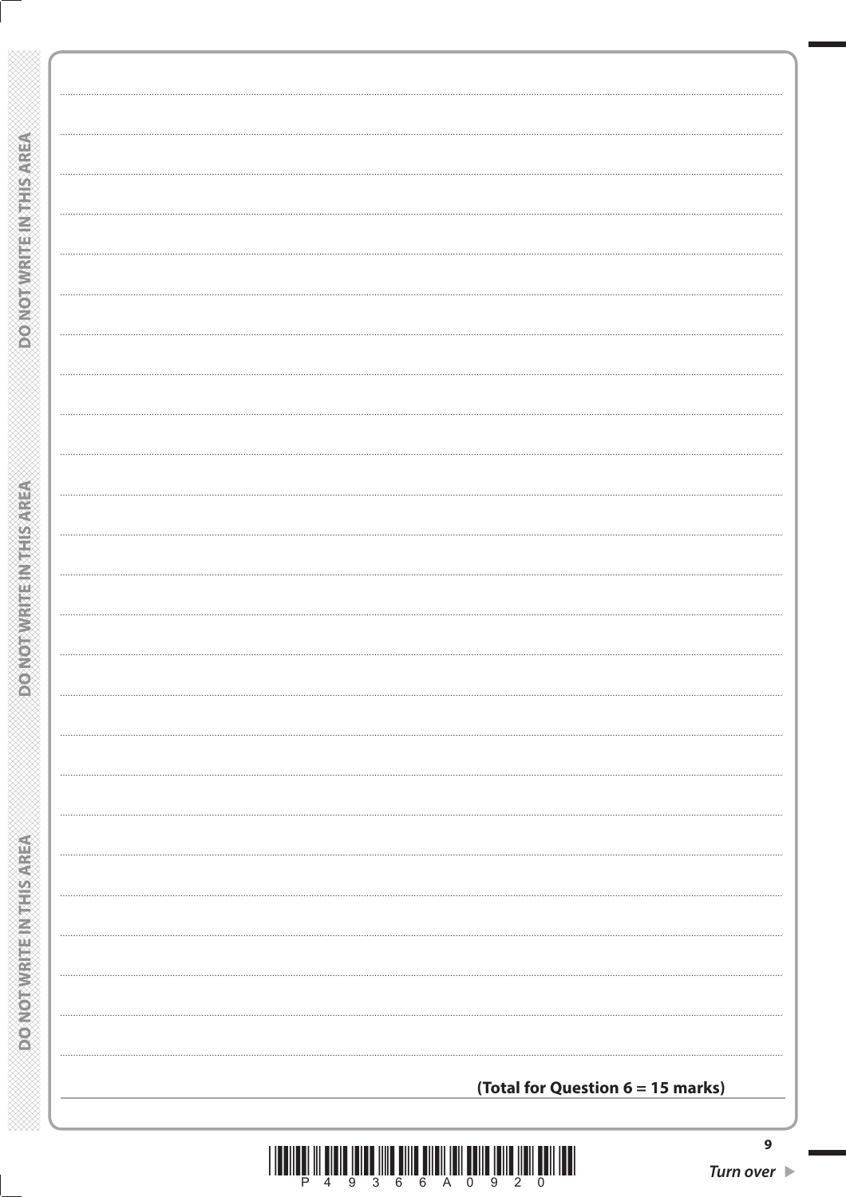**(Total for Question 6 = 15 marks)**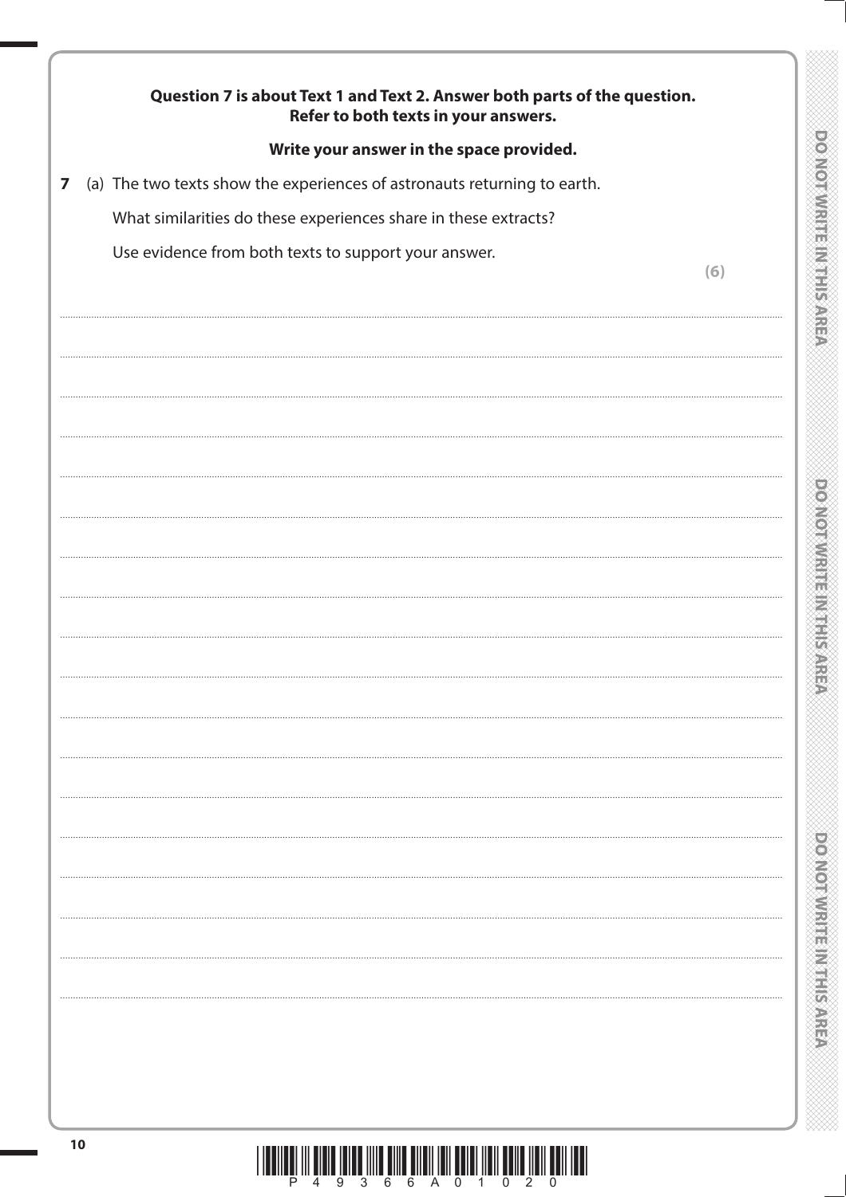**Question 7 is about Text 1 and Text 2. Answer both parts of the question. Refer to both texts in your answers.**

**Write your answer in the space provided.**

**7** (a) The two texts show the experiences of astronauts returning to earth.

What similarities do these experiences share in these extracts?

Use evidence from both texts to support your answer.

**(6)**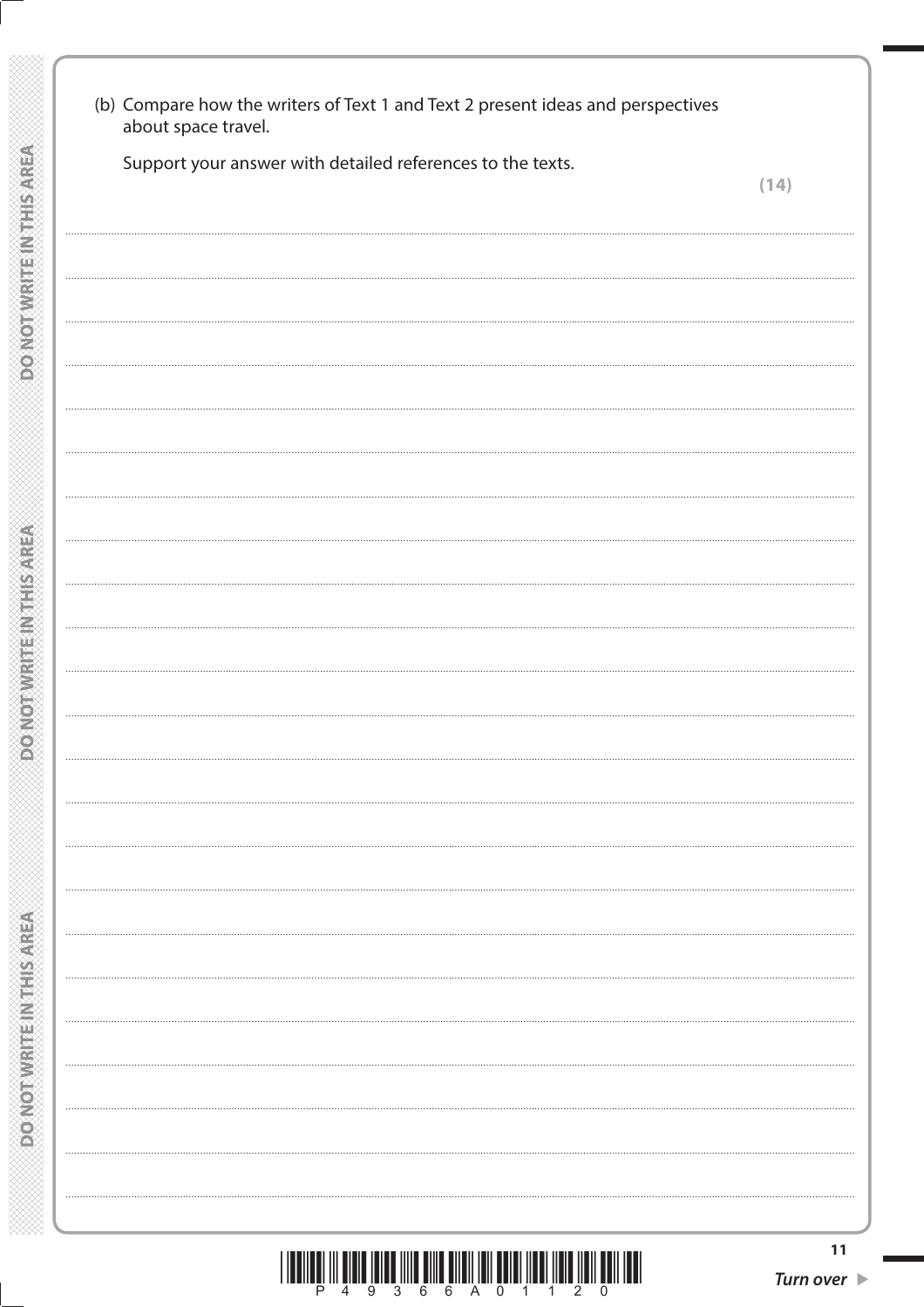(b) Compare how the writers of Text 1 and Text 2 present ideas and perspectives about space travel.

Support your answer with detailed references to the texts.

**(14)**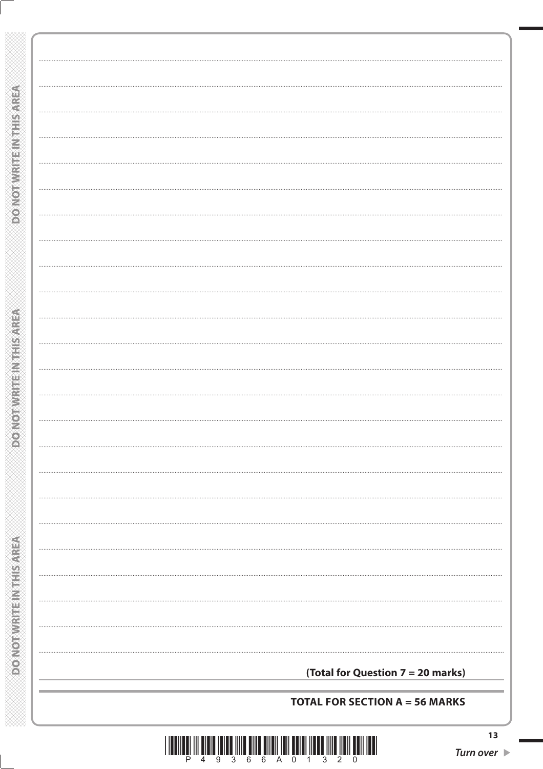**(Total for Question 7 = 20 marks)**

**TOTAL FOR SECTION A = 56 MARKS**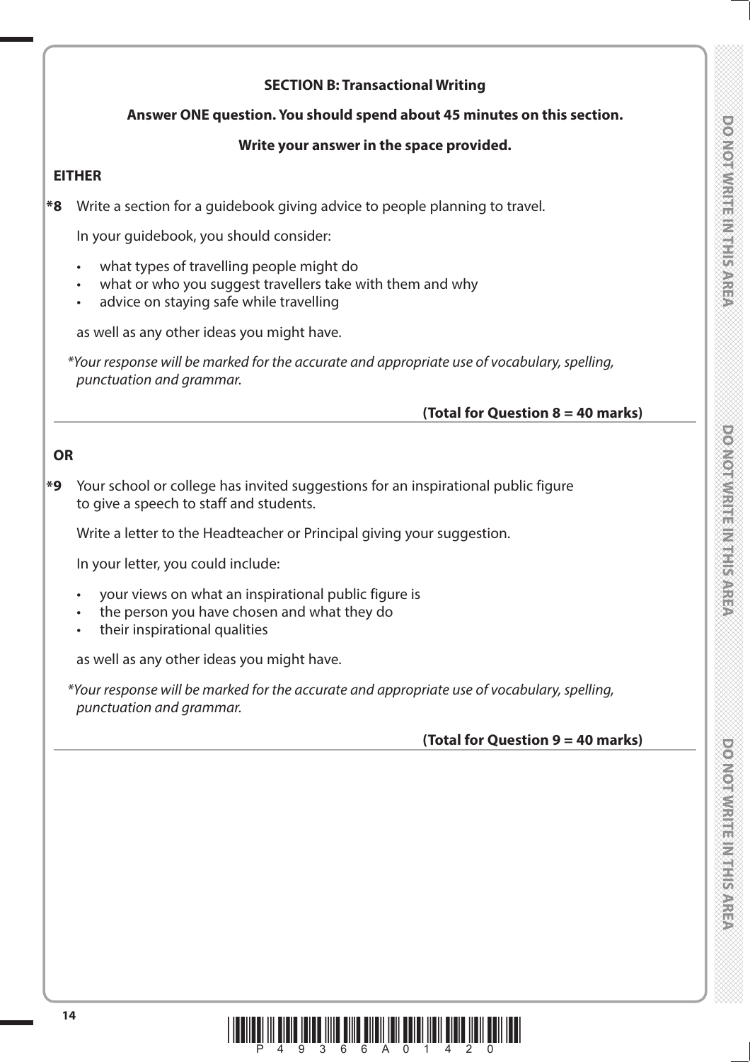## SECTION B: Transactional Writing

**Answer ONE question. You should spend about 45 minutes on this section.**

**Write your answer in the space provided.**

**EITHER**

***8** Write a section for a guidebook giving advice to people planning to travel.

In your guidebook, you should consider:

- what types of travelling people might do
- what or who you suggest travellers take with them and why
- advice on staying safe while travelling

as well as any other ideas you might have.

**Your response will be marked for the accurate and appropriate use of vocabulary, spelling, punctuation and grammar.*

**(Total for Question 8 = 40 marks)**

**OR**

***9** Your school or college has invited suggestions for an inspirational public figure to give a speech to staff and students.

Write a letter to the Headteacher or Principal giving your suggestion.

In your letter, you could include:

- your views on what an inspirational public figure is
- the person you have chosen and what they do
- their inspirational qualities

as well as any other ideas you might have.

**Your response will be marked for the accurate and appropriate use of vocabulary, spelling, punctuation and grammar.*

**(Total for Question 9 = 40 marks)**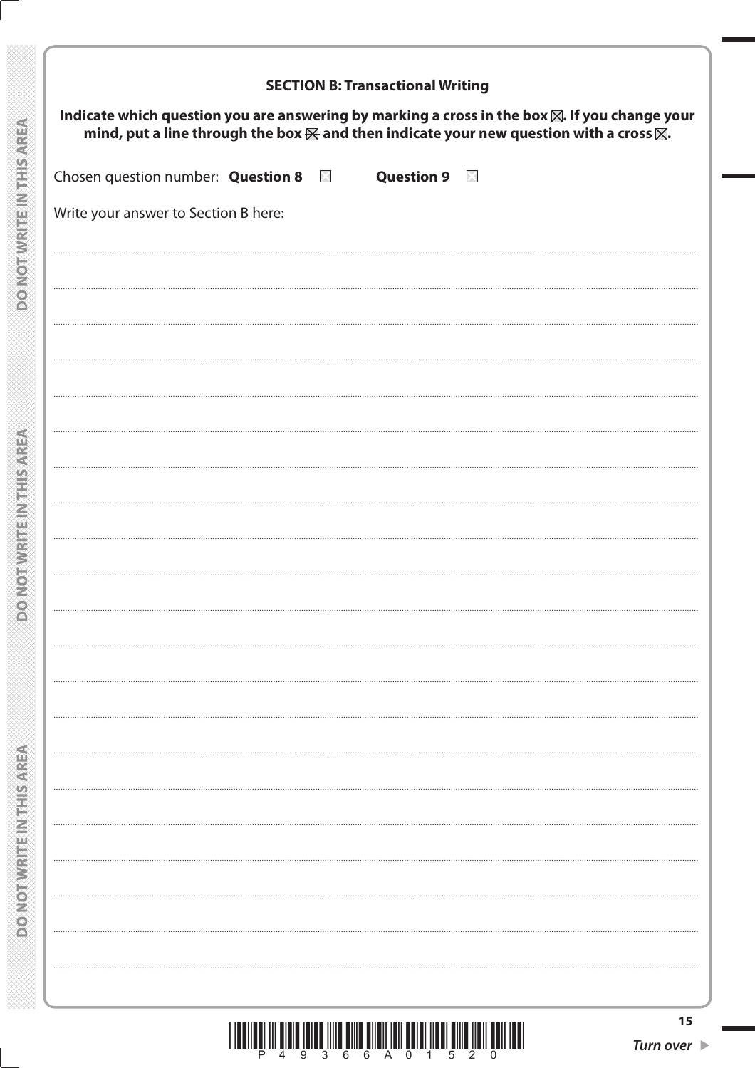**SECTION B: Transactional Writing**

**Indicate which question you are answering by marking a cross in the box ☒. If you change your mind, put a line through the box ☒ and then indicate your new question with a cross ☒.**

Chosen question number: **Question 8** ☐ **Question 9** ☐

Write your answer to Section B here: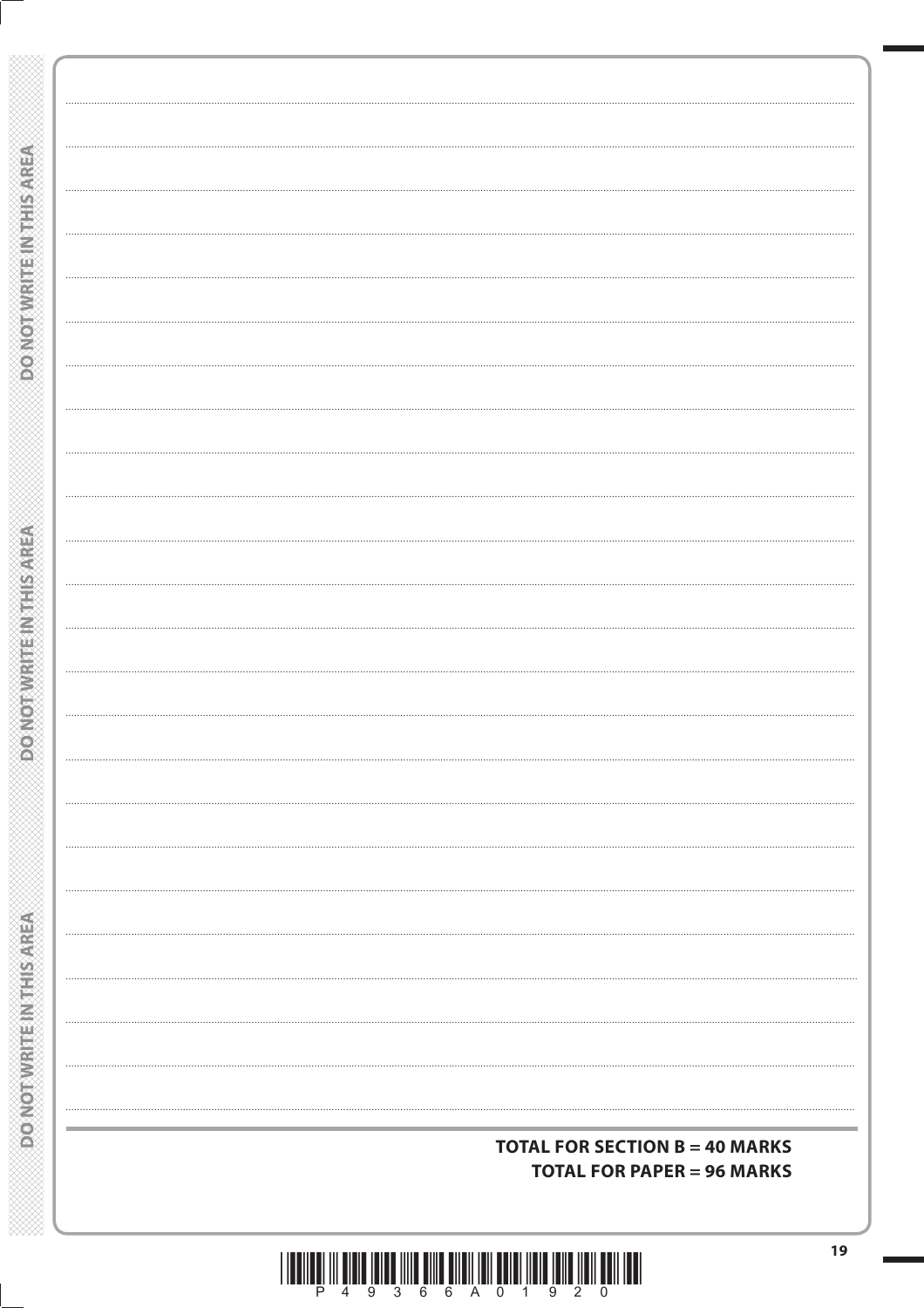**TOTAL FOR SECTION B = 40 MARKS**
**TOTAL FOR PAPER = 96 MARKS**